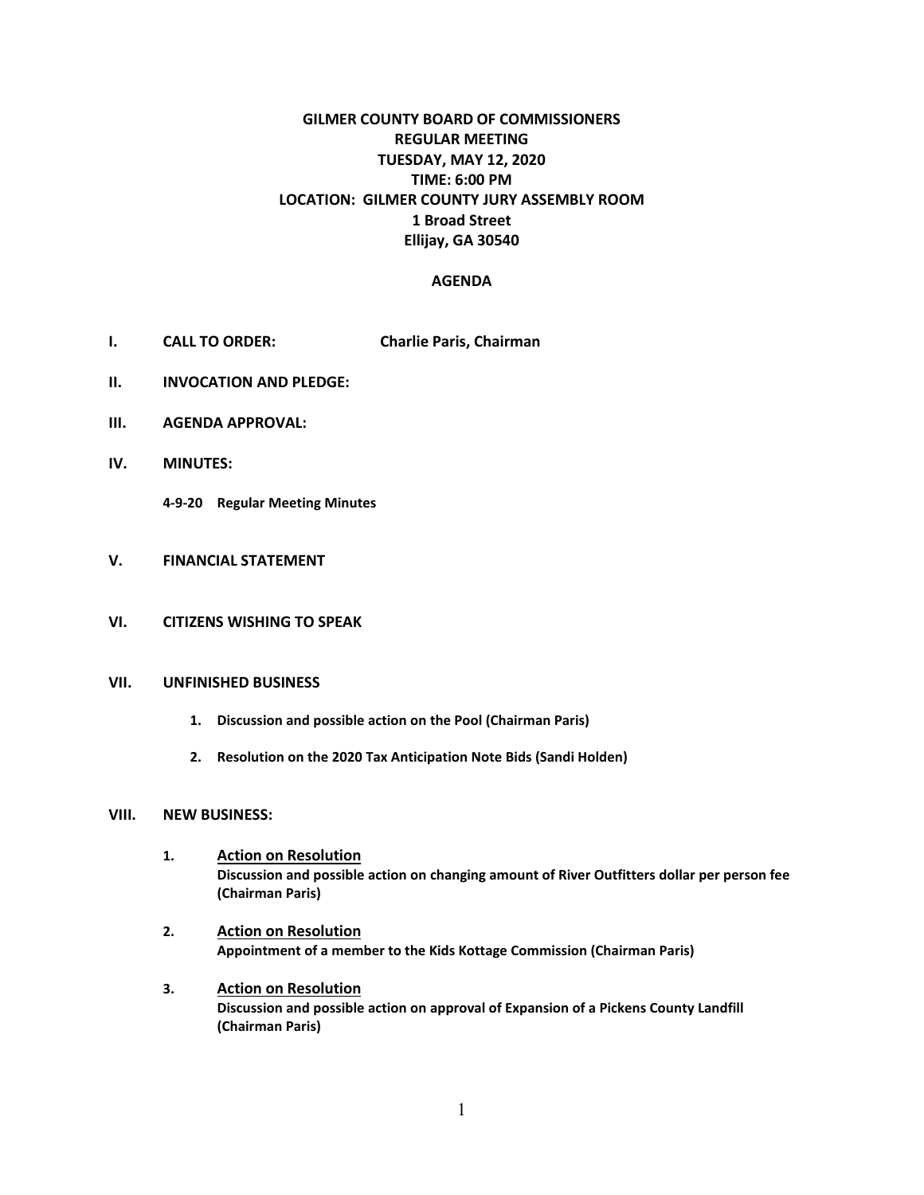# GILMER COUNTY BOARD OF COMMISSIONERS
## REGULAR MEETING
## TUESDAY, MAY 12, 2020
## TIME: 6:00 PM
## LOCATION: GILMER COUNTY JURY ASSEMBLY ROOM
## 1 Broad Street
## Ellijay, GA 30540

## AGENDA

**I. CALL TO ORDER:** **Charlie Paris, Chairman**

**II. INVOCATION AND PLEDGE:**

**III. AGENDA APPROVAL:**

**IV. MINUTES:**

**4-9-20 Regular Meeting Minutes**

**V. FINANCIAL STATEMENT**

**VI. CITIZENS WISHING TO SPEAK**

**VII. UNFINISHED BUSINESS**

1. **Discussion and possible action on the Pool (Chairman Paris)**
2. **Resolution on the 2020 Tax Anticipation Note Bids (Sandi Holden)**

**VIII. NEW BUSINESS:**

1. **Action on Resolution**
   **Discussion and possible action on changing amount of River Outfitters dollar per person fee (Chairman Paris)**

2. **Action on Resolution**
   **Appointment of a member to the Kids Kottage Commission (Chairman Paris)**

3. **Action on Resolution**
   **Discussion and possible action on approval of Expansion of a Pickens County Landfill (Chairman Paris)**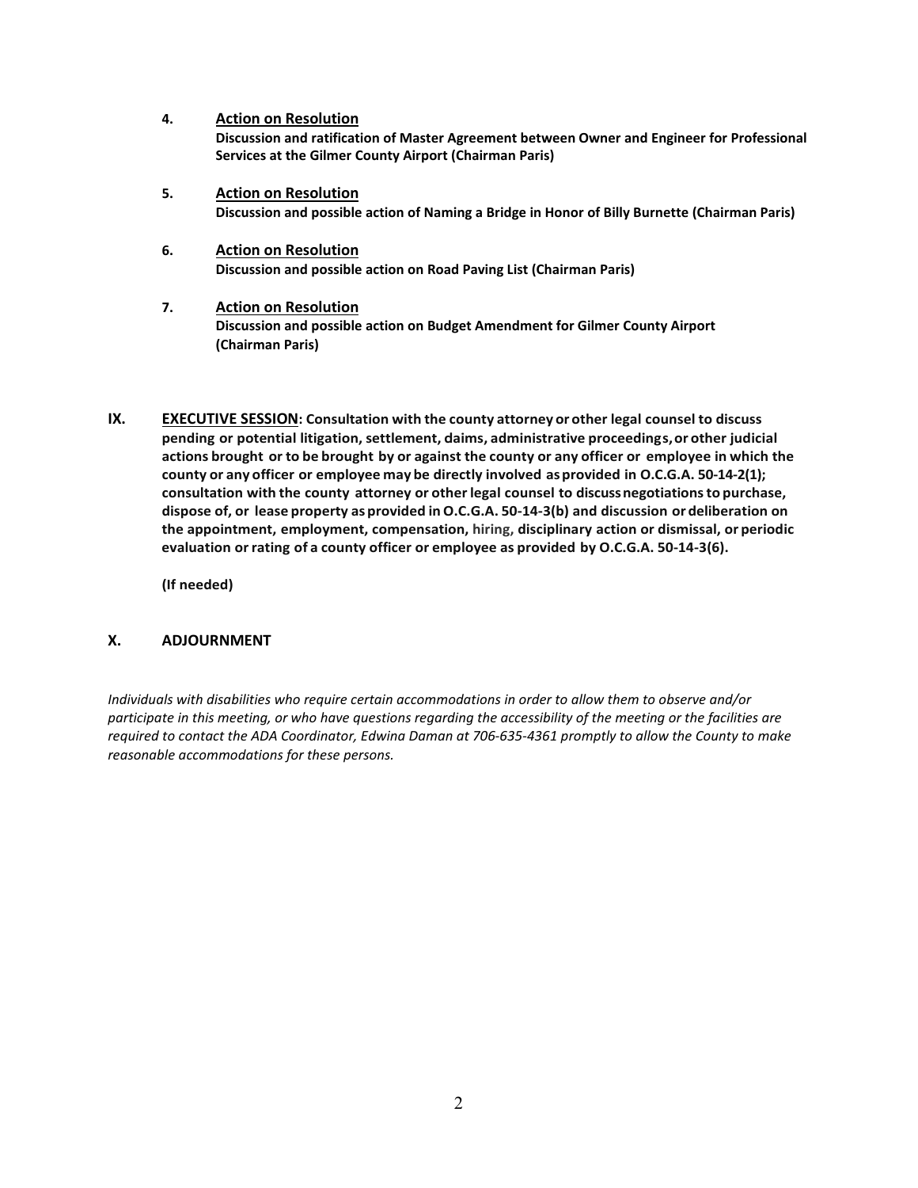4. **<u>Action on Resolution</u>**
   **Discussion and ratification of Master Agreement between Owner and Engineer for Professional Services at the Gilmer County Airport (Chairman Paris)**

5. **<u>Action on Resolution</u>**
   **Discussion and possible action of Naming a Bridge in Honor of Billy Burnette (Chairman Paris)**

6. **<u>Action on Resolution</u>**
   **Discussion and possible action on Road Paving List (Chairman Paris)**

7. **<u>Action on Resolution</u>**
   **Discussion and possible action on Budget Amendment for Gilmer County Airport (Chairman Paris)**

## IX. <u>EXECUTIVE SESSION</u>: Consultation with the county attorney or other legal counsel to discuss pending or potential litigation, settlement, daims, administrative proceedings, or other judicial actions brought or to be brought by or against the county or any officer or employee in which the county or any officer or employee may be directly involved as provided in O.C.G.A. 50-14-2(1); consultation with the county attorney or other legal counsel to discuss negotiations to purchase, dispose of, or lease property as provided in O.C.G.A. 50-14-3(b) and discussion or deliberation on the appointment, employment, compensation, hiring, disciplinary action or dismissal, or periodic evaluation or rating of a county officer or employee as provided by O.C.G.A. 50-14-3(6).

**(If needed)**

## X. ADJOURNMENT

*Individuals with disabilities who require certain accommodations in order to allow them to observe and/or participate in this meeting, or who have questions regarding the accessibility of the meeting or the facilities are required to contact the ADA Coordinator, Edwina Daman at 706-635-4361 promptly to allow the County to make reasonable accommodations for these persons.*